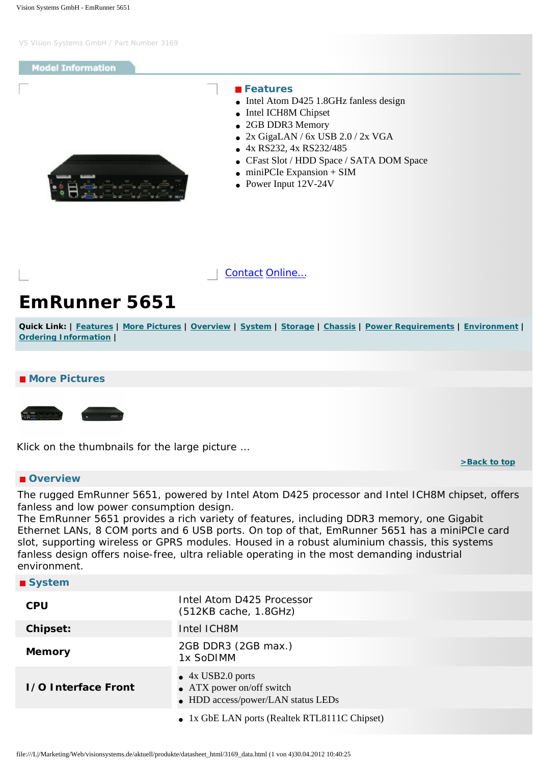VS Vision Systems GmbH / Part Number 3169

## Model Information

### Features

- Intel Atom D425 1.8GHz fanless design
- Intel ICH8M Chipset
- 2GB DDR3 Memory
- 2x GigaLAN / 6x USB 2.0 / 2x VGA
- 4x RS232, 4x RS232/485
- CFast Slot / HDD Space / SATA DOM Space
- miniPCIe Expansion + SIM
- Power Input 12V-24V

Contact Online...

# EmRunner 5651

**Quick Link:** | Features | More Pictures | Overview | System | Storage | Chassis | Power Requirements | Environment | Ordering Information |

## More Pictures

Klick on the thumbnails for the large picture ...

>Back to top

## Overview

The rugged EmRunner 5651, powered by Intel Atom D425 processor and Intel ICH8M chipset, offers fanless and low power consumption design.
The EmRunner 5651 provides a rich variety of features, including DDR3 memory, one Gigabit Ethernet LANs, 8 COM ports and 6 USB ports. On top of that, EmRunner 5651 has a miniPCIe card slot, supporting wireless or GPRS modules. Housed in a robust aluminium chassis, this systems fanless design offers noise-free, ultra reliable operating in the most demanding industrial environment.

## System

| | |
|---|---|
| **CPU** | Intel Atom D425 Processor<br>(512KB cache, 1.8GHz) |
| **Chipset:** | Intel ICH8M |
| **Memory** | 2GB DDR3 (2GB max.)<br>1x SoDIMM |
| **I/O Interface Front** | • 4x USB2.0 ports<br>• ATX power on/off switch<br>• HDD access/power/LAN status LEDs |
| | • 1x GbE LAN ports (Realtek RTL8111C Chipset) |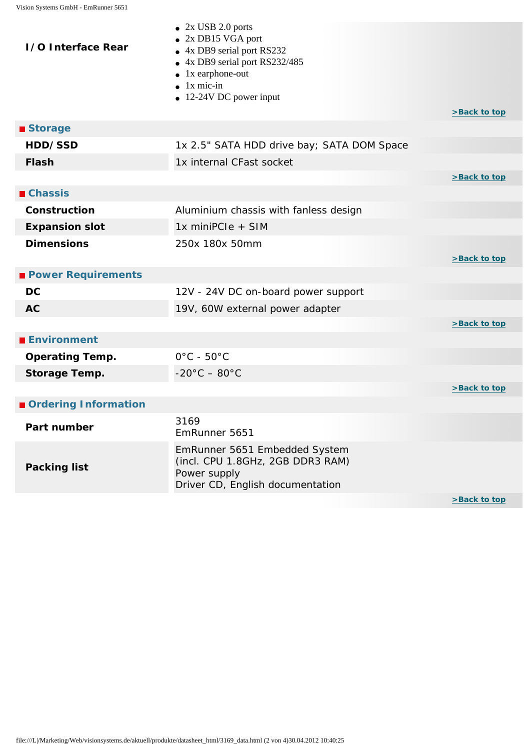| | |
|---|---|
| **I/O Interface Rear** | • 2x USB 2.0 ports<br>• 2x DB15 VGA port<br>• 4x DB9 serial port RS232<br>• 4x DB9 serial port RS232/485<br>• 1x earphone-out<br>• 1x mic-in<br>• 12-24V DC power input |

>Back to top

## Storage

| | |
|---|---|
| **HDD/SSD** | 1x 2.5" SATA HDD drive bay; SATA DOM Space |
| **Flash** | 1x internal CFast socket |

>Back to top

## Chassis

| | |
|---|---|
| **Construction** | Aluminium chassis with fanless design |
| **Expansion slot** | 1x miniPCIe + SIM |
| **Dimensions** | 250x 180x 50mm |

>Back to top

## Power Requirements

| | |
|---|---|
| **DC** | 12V - 24V DC on-board power support |
| **AC** | 19V, 60W external power adapter |

>Back to top

## Environment

| | |
|---|---|
| **Operating Temp.** | 0°C - 50°C |
| **Storage Temp.** | -20°C – 80°C |

>Back to top

## Ordering Information

| | |
|---|---|
| **Part number** | 3169<br>EmRunner 5651 |
| **Packing list** | EmRunner 5651 Embedded System<br>(incl. CPU 1.8GHz, 2GB DDR3 RAM)<br>Power supply<br>Driver CD, English documentation |

>Back to top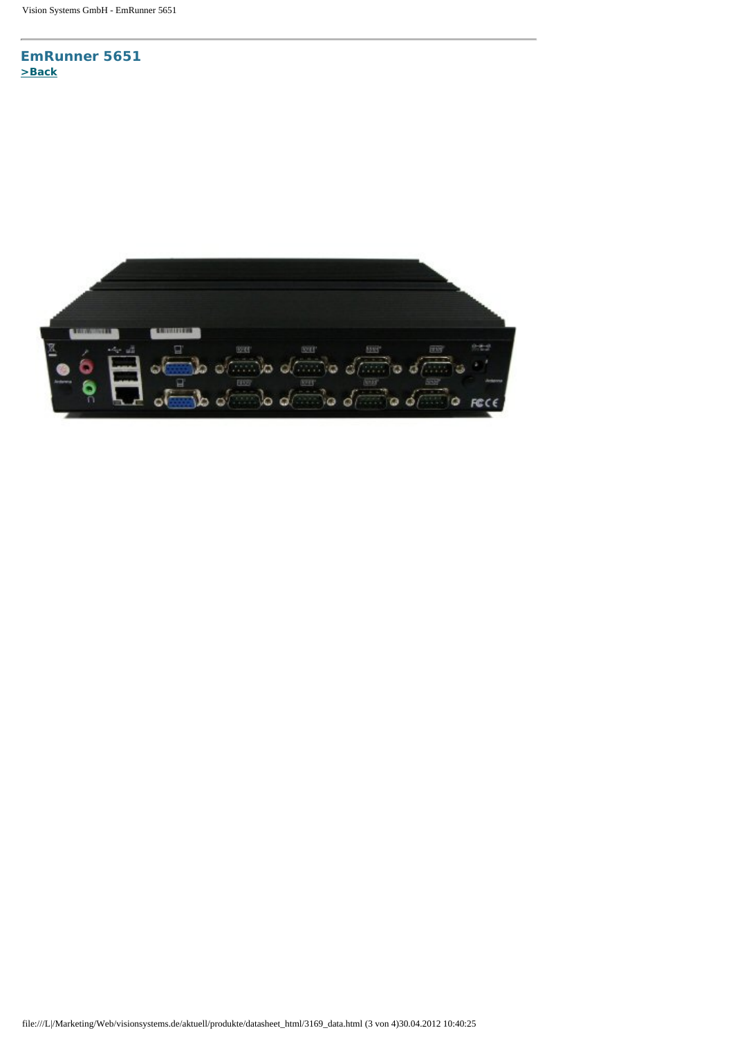## EmRunner 5651

**>Back**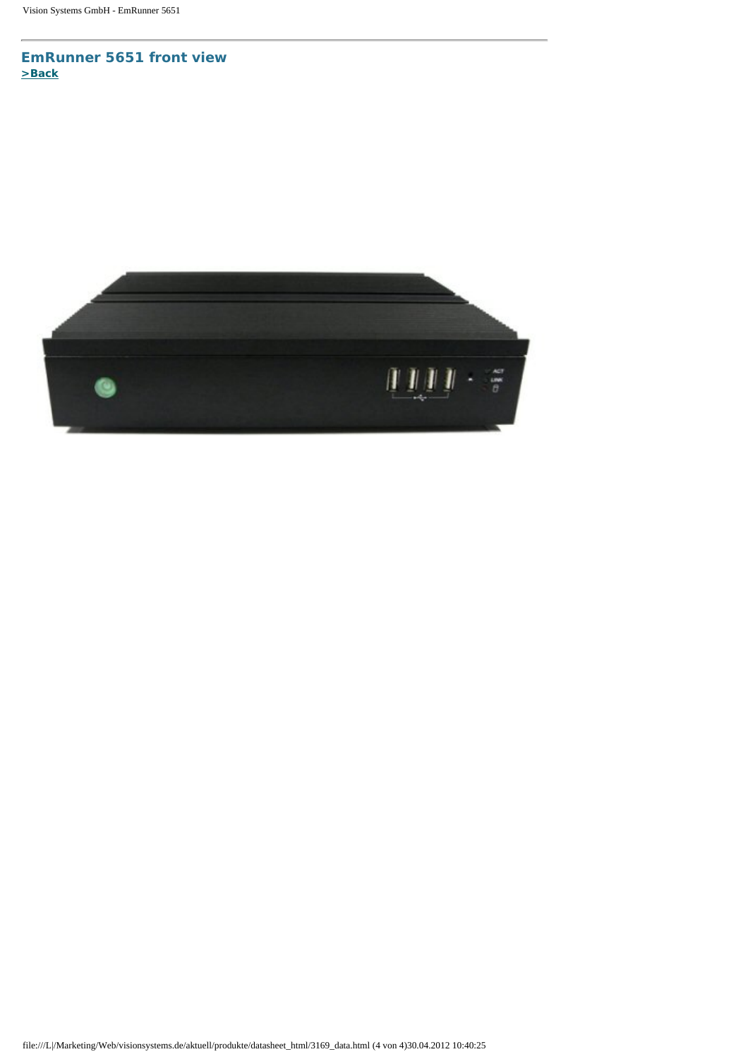## EmRunner 5651 front view

**>Back**